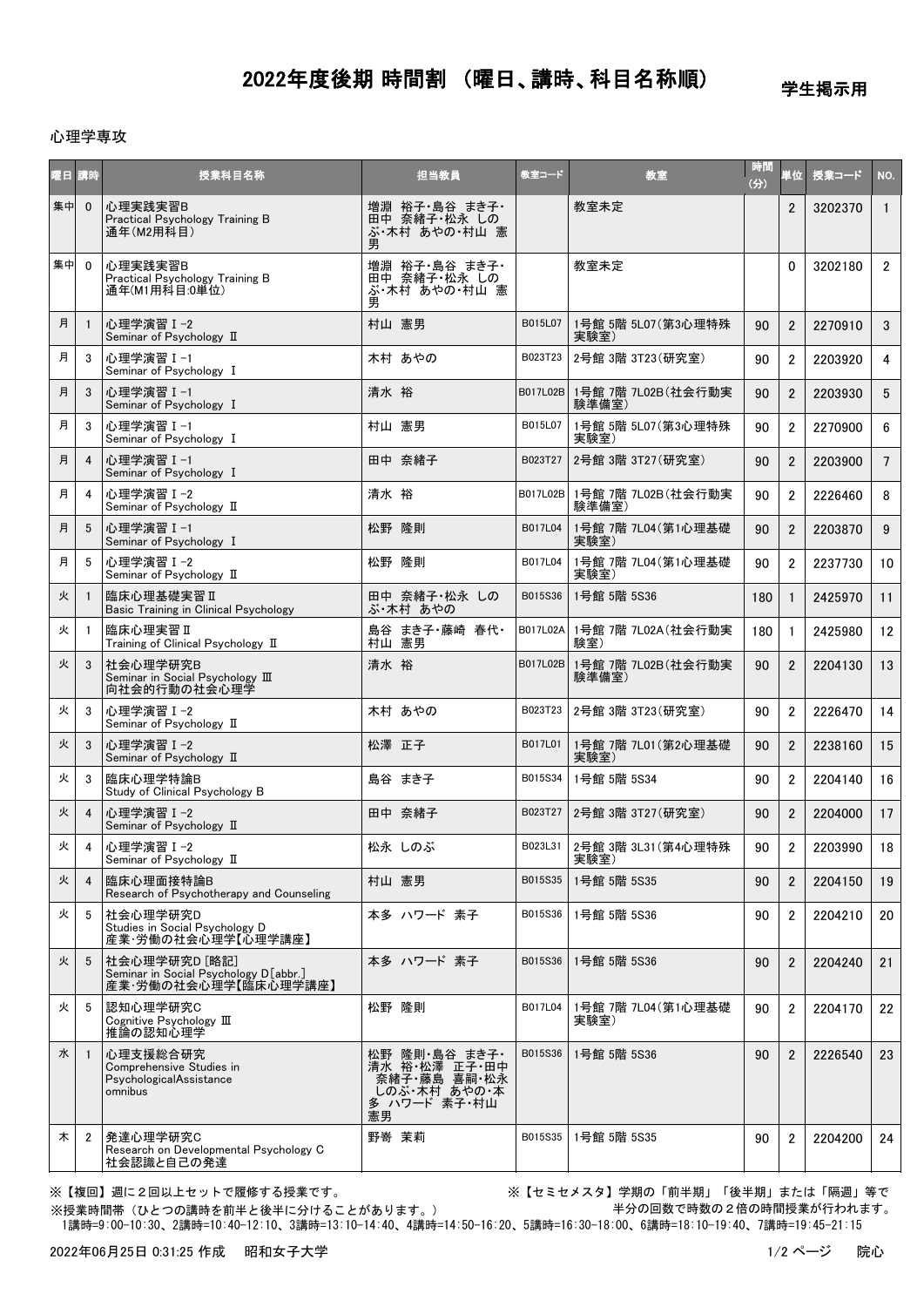# 2022年度後期 時間割 （曜日、講時、科目名称順）

学生掲示用

心理学専攻

| 曜日 | 講時 | 授業科目名称 | 担当教員 | 教室コード | 教室 | 時間(分) | 単位 | 授業コード | NO. |
|---|---|---|---|---|---|---|---|---|---|
| 集中 | 0 | 心理実践実習B<br>Practical Psychology Training B<br>通年(M2用科目) | 増淵 裕子･島谷 まき子･田中 奈緒子･松永 しのぶ･木村 あやの･村山 憲男 | | 教室未定 | | 2 | 3202370 | 1 |
| 集中 | 0 | 心理実践実習B<br>Practical Psychology Training B<br>通年(M1用科目:0単位) | 増淵 裕子･島谷 まき子･田中 奈緒子･松永 しのぶ･木村 あやの･村山 憲男 | | 教室未定 | | 0 | 3202180 | 2 |
| 月 | 1 | 心理学演習Ⅰ-2<br>Seminar of Psychology Ⅱ | 村山 憲男 | B015L07 | 1号館 5階 5L07(第3心理特殊実験室) | 90 | 2 | 2270910 | 3 |
| 月 | 3 | 心理学演習Ⅰ-1<br>Seminar of Psychology Ⅰ | 木村 あやの | B023T23 | 2号館 3階 3T23(研究室) | 90 | 2 | 2203920 | 4 |
| 月 | 3 | 心理学演習Ⅰ-1<br>Seminar of Psychology Ⅰ | 清水 裕 | B017L02B | 1号館 7階 7L02B(社会行動実験準備室) | 90 | 2 | 2203930 | 5 |
| 月 | 3 | 心理学演習Ⅰ-1<br>Seminar of Psychology Ⅰ | 村山 憲男 | B015L07 | 1号館 5階 5L07(第3心理特殊実験室) | 90 | 2 | 2270900 | 6 |
| 月 | 4 | 心理学演習Ⅰ-1<br>Seminar of Psychology Ⅰ | 田中 奈緒子 | B023T27 | 2号館 3階 3T27(研究室) | 90 | 2 | 2203900 | 7 |
| 月 | 4 | 心理学演習Ⅰ-2<br>Seminar of Psychology Ⅱ | 清水 裕 | B017L02B | 1号館 7階 7L02B(社会行動実験準備室) | 90 | 2 | 2226460 | 8 |
| 月 | 5 | 心理学演習Ⅰ-1<br>Seminar of Psychology Ⅰ | 松野 隆則 | B017L04 | 1号館 7階 7L04(第1心理基礎実験室) | 90 | 2 | 2203870 | 9 |
| 月 | 5 | 心理学演習Ⅰ-2<br>Seminar of Psychology Ⅱ | 松野 隆則 | B017L04 | 1号館 7階 7L04(第1心理基礎実験室) | 90 | 2 | 2237730 | 10 |
| 火 | 1 | 臨床心理基礎実習Ⅱ<br>Basic Training in Clinical Psychology | 田中 奈緒子･松永 しのぶ･木村 あやの | B015S36 | 1号館 5階 5S36 | 180 | 1 | 2425970 | 11 |
| 火 | 1 | 臨床心理実習Ⅱ<br>Training of Clinical Psychology Ⅱ | 島谷 まき子･藤崎 春代･村山 憲男 | B017L02A | 1号館 7階 7L02A(社会行動実験室) | 180 | 1 | 2425980 | 12 |
| 火 | 3 | 社会心理学研究B<br>Seminar in Social Psychology Ⅲ<br>向社会的行動の社会心理学 | 清水 裕 | B017L02B | 1号館 7階 7L02B(社会行動実験準備室) | 90 | 2 | 2204130 | 13 |
| 火 | 3 | 心理学演習Ⅰ-2<br>Seminar of Psychology Ⅱ | 木村 あやの | B023T23 | 2号館 3階 3T23(研究室) | 90 | 2 | 2226470 | 14 |
| 火 | 3 | 心理学演習Ⅰ-2<br>Seminar of Psychology Ⅱ | 松澤 正子 | B017L01 | 1号館 7階 7L01(第2心理基礎実験室) | 90 | 2 | 2238160 | 15 |
| 火 | 3 | 臨床心理学特論B<br>Study of Clinical Psychology B | 島谷 まき子 | B015S34 | 1号館 5階 5S34 | 90 | 2 | 2204140 | 16 |
| 火 | 4 | 心理学演習Ⅰ-2<br>Seminar of Psychology Ⅱ | 田中 奈緒子 | B023T27 | 2号館 3階 3T27(研究室) | 90 | 2 | 2204000 | 17 |
| 火 | 4 | 心理学演習Ⅰ-2<br>Seminar of Psychology Ⅱ | 松永 しのぶ | B023L31 | 2号館 3階 3L31(第4心理特殊実験室) | 90 | 2 | 2203990 | 18 |
| 火 | 4 | 臨床心理面接特論B<br>Research of Psychotherapy and Counseling | 村山 憲男 | B015S35 | 1号館 5階 5S35 | 90 | 2 | 2204150 | 19 |
| 火 | 5 | 社会心理学研究D<br>Studies in Social Psychology D<br>産業･労働の社会心理学【心理学講座】 | 本多 ハワード 素子 | B015S36 | 1号館 5階 5S36 | 90 | 2 | 2204210 | 20 |
| 火 | 5 | 社会心理学研究D [略記]<br>Seminar in Social Psychology D[abbr.]<br>産業･労働の社会心理学【臨床心理学講座】 | 本多 ハワード 素子 | B015S36 | 1号館 5階 5S36 | 90 | 2 | 2204240 | 21 |
| 火 | 5 | 認知心理学研究C<br>Cognitive Psychology Ⅲ<br>推論の認知心理学 | 松野 隆則 | B017L04 | 1号館 7階 7L04(第1心理基礎実験室) | 90 | 2 | 2204170 | 22 |
| 水 | 1 | 心理支援総合研究<br>Comprehensive Studies in PsychologicalAssistance<br>omnibus | 松野 隆則･島谷 まき子･清水 裕･松澤 正子･田中 奈緒子･藤島 喜嗣･松永 しのぶ･木村 あやの･本多 ハワード 素子･村山 憲男 | B015S36 | 1号館 5階 5S36 | 90 | 2 | 2226540 | 23 |
| 木 | 2 | 発達心理学研究C<br>Research on Developmental Psychology C<br>社会認識と自己の発達 | 野嵜 茉莉 | B015S35 | 1号館 5階 5S35 | 90 | 2 | 2204200 | 24 |

※【複回】週に２回以上セットで履修する授業です。

※【セミセメスタ】学期の「前半期」「後半期」または「隔週」等で半分の回数で時数の２倍の時間授業が行われます。

※授業時間帯（ひとつの講時を前半と後半に分けることがあります。）
1講時=9:00-10:30、2講時=10:40-12:10、3講時=13:10-14:40、4講時=14:50-16:20、5講時=16:30-18:00、6講時=18:10-19:40、7講時=19:45-21:15

2022年06月25日 0:31:25 作成　昭和女子大学

院心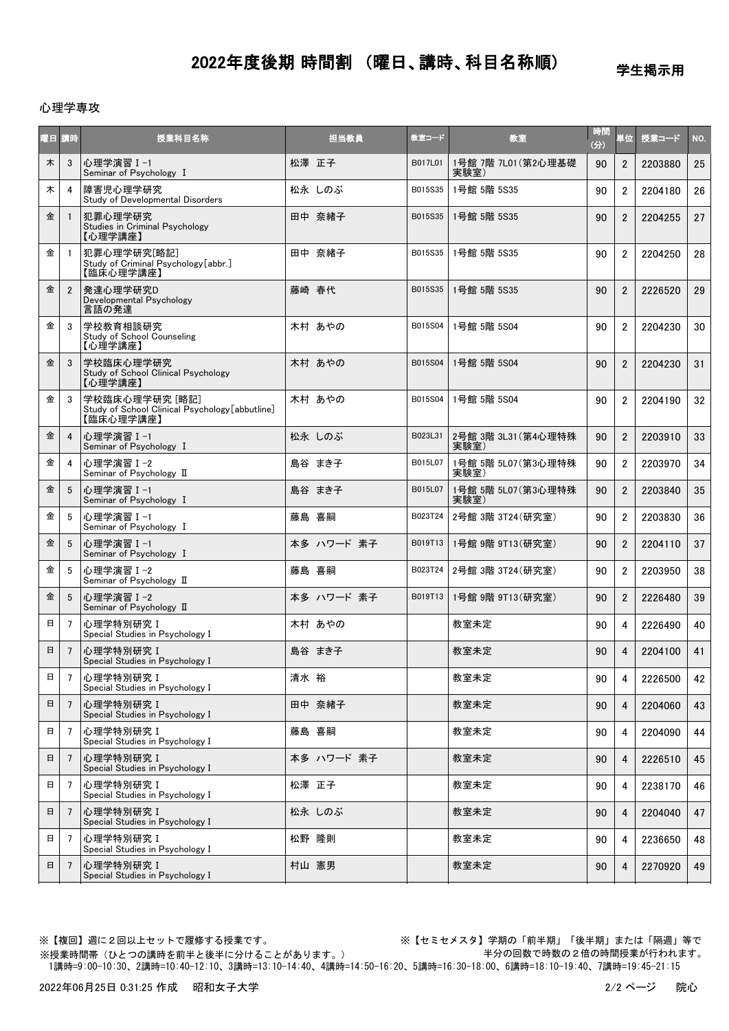# 2022年度後期 時間割 （曜日、講時、科目名称順）

学生掲示用

心理学専攻

| 曜日 | 講時 | 授業科目名称 | 担当教員 | 教室コード | 教室 | 時間(分) | 単位 | 授業コード | NO. |
|---|---|---|---|---|---|---|---|---|---|
| 木 | 3 | 心理学演習Ⅰ-1<br>Seminar of Psychology Ⅰ | 松澤 正子 | B017L01 | 1号館 7階 7L01(第2心理基礎実験室) | 90 | 2 | 2203880 | 25 |
| 木 | 4 | 障害児心理学研究<br>Study of Developmental Disorders | 松永 しのぶ | B015S35 | 1号館 5階 5S35 | 90 | 2 | 2204180 | 26 |
| 金 | 1 | 犯罪心理学研究<br>Studies in Criminal Psychology<br>【心理学講座】 | 田中 奈緒子 | B015S35 | 1号館 5階 5S35 | 90 | 2 | 2204255 | 27 |
| 金 | 1 | 犯罪心理学研究[略記]<br>Study of Criminal Psychology[abbr.]<br>【臨床心理学講座】 | 田中 奈緒子 | B015S35 | 1号館 5階 5S35 | 90 | 2 | 2204250 | 28 |
| 金 | 2 | 発達心理学研究D<br>Developmental Psychology<br>言語の発達 | 藤崎 春代 | B015S35 | 1号館 5階 5S35 | 90 | 2 | 2226520 | 29 |
| 金 | 3 | 学校教育相談研究<br>Study of School Counseling<br>【心理学講座】 | 木村 あやの | B015S04 | 1号館 5階 5S04 | 90 | 2 | 2204230 | 30 |
| 金 | 3 | 学校臨床心理学研究<br>Study of School Clinical Psychology<br>【心理学講座】 | 木村 あやの | B015S04 | 1号館 5階 5S04 | 90 | 2 | 2204230 | 31 |
| 金 | 3 | 学校臨床心理学研究 [略記]<br>Study of School Clinical Psychology[abbutline]<br>【臨床心理学講座】 | 木村 あやの | B015S04 | 1号館 5階 5S04 | 90 | 2 | 2204190 | 32 |
| 金 | 4 | 心理学演習Ⅰ-1<br>Seminar of Psychology Ⅰ | 松永 しのぶ | B023L31 | 2号館 3階 3L31(第4心理特殊実験室) | 90 | 2 | 2203910 | 33 |
| 金 | 4 | 心理学演習Ⅰ-2<br>Seminar of Psychology Ⅱ | 島谷 まき子 | B015L07 | 1号館 5階 5L07(第3心理特殊実験室) | 90 | 2 | 2203970 | 34 |
| 金 | 5 | 心理学演習Ⅰ-1<br>Seminar of Psychology Ⅰ | 島谷 まき子 | B015L07 | 1号館 5階 5L07(第3心理特殊実験室) | 90 | 2 | 2203840 | 35 |
| 金 | 5 | 心理学演習Ⅰ-1<br>Seminar of Psychology Ⅰ | 藤島 喜嗣 | B023T24 | 2号館 3階 3T24(研究室) | 90 | 2 | 2203830 | 36 |
| 金 | 5 | 心理学演習Ⅰ-1<br>Seminar of Psychology Ⅰ | 本多 ハワード 素子 | B019T13 | 1号館 9階 9T13(研究室) | 90 | 2 | 2204110 | 37 |
| 金 | 5 | 心理学演習Ⅰ-2<br>Seminar of Psychology Ⅱ | 藤島 喜嗣 | B023T24 | 2号館 3階 3T24(研究室) | 90 | 2 | 2203950 | 38 |
| 金 | 5 | 心理学演習Ⅰ-2<br>Seminar of Psychology Ⅱ | 本多 ハワード 素子 | B019T13 | 1号館 9階 9T13(研究室) | 90 | 2 | 2226480 | 39 |
| 日 | 7 | 心理学特別研究Ⅰ<br>Special Studies in Psychology I | 木村 あやの | | 教室未定 | 90 | 4 | 2226490 | 40 |
| 日 | 7 | 心理学特別研究Ⅰ<br>Special Studies in Psychology I | 島谷 まき子 | | 教室未定 | 90 | 4 | 2204100 | 41 |
| 日 | 7 | 心理学特別研究Ⅰ<br>Special Studies in Psychology I | 清水 裕 | | 教室未定 | 90 | 4 | 2226500 | 42 |
| 日 | 7 | 心理学特別研究Ⅰ<br>Special Studies in Psychology I | 田中 奈緒子 | | 教室未定 | 90 | 4 | 2204060 | 43 |
| 日 | 7 | 心理学特別研究Ⅰ<br>Special Studies in Psychology I | 藤島 喜嗣 | | 教室未定 | 90 | 4 | 2204090 | 44 |
| 日 | 7 | 心理学特別研究Ⅰ<br>Special Studies in Psychology I | 本多 ハワード 素子 | | 教室未定 | 90 | 4 | 2226510 | 45 |
| 日 | 7 | 心理学特別研究Ⅰ<br>Special Studies in Psychology I | 松澤 正子 | | 教室未定 | 90 | 4 | 2238170 | 46 |
| 日 | 7 | 心理学特別研究Ⅰ<br>Special Studies in Psychology I | 松永 しのぶ | | 教室未定 | 90 | 4 | 2204040 | 47 |
| 日 | 7 | 心理学特別研究Ⅰ<br>Special Studies in Psychology I | 松野 隆則 | | 教室未定 | 90 | 4 | 2236650 | 48 |
| 日 | 7 | 心理学特別研究Ⅰ<br>Special Studies in Psychology I | 村山 憲男 | | 教室未定 | 90 | 4 | 2270920 | 49 |

※【複回】週に２回以上セットで履修する授業です。

※【セミセメスタ】学期の「前半期」「後半期」または「隔週」等で半分の回数で時数の２倍の時間授業が行われます。

※授業時間帯（ひとつの講時を前半と後半に分けることがあります。）

1講時=9:00-10:30、2講時=10:40-12:10、3講時=13:10-14:40、4講時=14:50-16:20、5講時=16:30-18:00、6講時=18:10-19:40、7講時=19:45-21:15

2022年06月25日 0:31:25 作成　昭和女子大学

院心